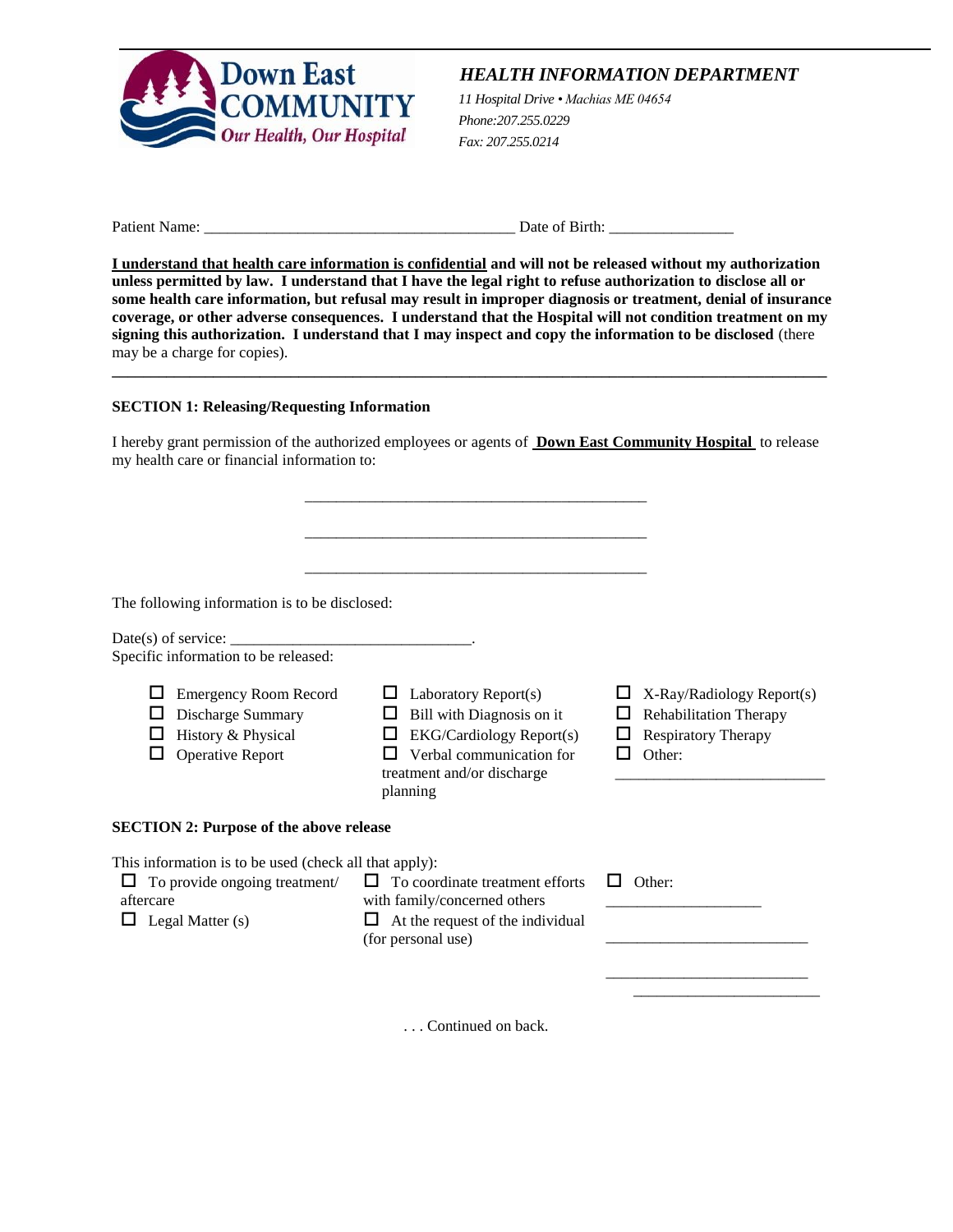Down East COMMUNITY
Our Health, Our Hospital

## *HEALTH INFORMATION DEPARTMENT*

*11 Hospital Drive • Machias ME 04654*
*Phone:207.255.0229*
*Fax: 207.255.0214*

Patient Name: _______________________________________ Date of Birth: _______________

**I understand that health care information is confidential and will not be released without my authorization unless permitted by law. I understand that I have the legal right to refuse authorization to disclose all or some health care information, but refusal may result in improper diagnosis or treatment, denial of insurance coverage, or other adverse consequences. I understand that the Hospital will not condition treatment on my signing this authorization. I understand that I may inspect and copy the information to be disclosed** (there may be a charge for copies).

---

**SECTION 1: Releasing/Requesting Information**

I hereby grant permission of the authorized employees or agents of **Down East Community Hospital** to release my health care or financial information to:

_____________________________________________

_____________________________________________

_____________________________________________

The following information is to be disclosed:

Date(s) of service: _______________________________.
Specific information to be released:

- ☐ Emergency Room Record
- ☐ Discharge Summary
- ☐ History & Physical
- ☐ Operative Report
- ☐ Laboratory Report(s)
- ☐ Bill with Diagnosis on it
- ☐ EKG/Cardiology Report(s)
- ☐ Verbal communication for treatment and/or discharge planning
- ☐ X-Ray/Radiology Report(s)
- ☐ Rehabilitation Therapy
- ☐ Respiratory Therapy
- ☐ Other: ___________________________

**SECTION 2: Purpose of the above release**

This information is to be used (check all that apply):

- ☐ To provide ongoing treatment/ aftercare
- ☐ Legal Matter (s)
- ☐ To coordinate treatment efforts with family/concerned others
- ☐ At the request of the individual (for personal use)
- ☐ Other: ____________________

__________________________

__________________________

________________________

. . . Continued on back.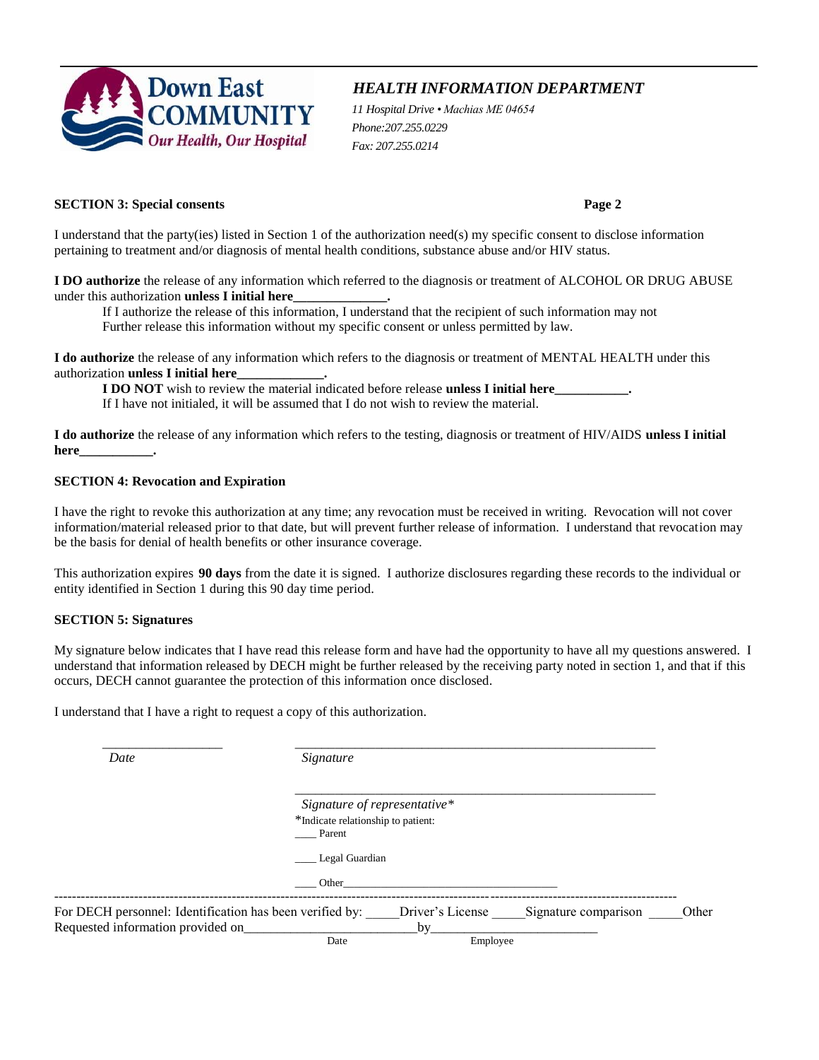**HEALTH INFORMATION DEPARTMENT**

*11 Hospital Drive • Machias ME 04654*
*Phone:207.255.0229*
*Fax: 207.255.0214*

**SECTION 3: Special consents**

I understand that the party(ies) listed in Section 1 of the authorization need(s) my specific consent to disclose information pertaining to treatment and/or diagnosis of mental health conditions, substance abuse and/or HIV status.

**I DO authorize** the release of any information which referred to the diagnosis or treatment of ALCOHOL OR DRUG ABUSE under this authorization **unless I initial here______________.**

If I authorize the release of this information, I understand that the recipient of such information may not Further release this information without my specific consent or unless permitted by law.

**I do authorize** the release of any information which refers to the diagnosis or treatment of MENTAL HEALTH under this authorization **unless I initial here_____________.**

**I DO NOT** wish to review the material indicated before release **unless I initial here___________.**
If I have not initialed, it will be assumed that I do not wish to review the material.

**I do authorize** the release of any information which refers to the testing, diagnosis or treatment of HIV/AIDS **unless I initial here___________.**

**SECTION 4: Revocation and Expiration**

I have the right to revoke this authorization at any time; any revocation must be received in writing. Revocation will not cover information/material released prior to that date, but will prevent further release of information. I understand that revocation may be the basis for denial of health benefits or other insurance coverage.

This authorization expires **90 days** from the date it is signed. I authorize disclosures regarding these records to the individual or entity identified in Section 1 during this 90 day time period.

**SECTION 5: Signatures**

My signature below indicates that I have read this release form and have had the opportunity to have all my questions answered. I understand that information released by DECH might be further released by the receiving party noted in section 1, and that if this occurs, DECH cannot guarantee the protection of this information once disclosed.

I understand that I have a right to request a copy of this authorization.

__________________ ________________________________________________________
*Date* *Signature*

________________________________________________________
*Signature of representative**
*Indicate relationship to patient:
____ Parent

____ Legal Guardian

____ Other_____________________________________

---

For DECH personnel: Identification has been verified by: _____Driver's License _____Signature comparison _____Other
Requested information provided on__________________________by________________________
Date Employee